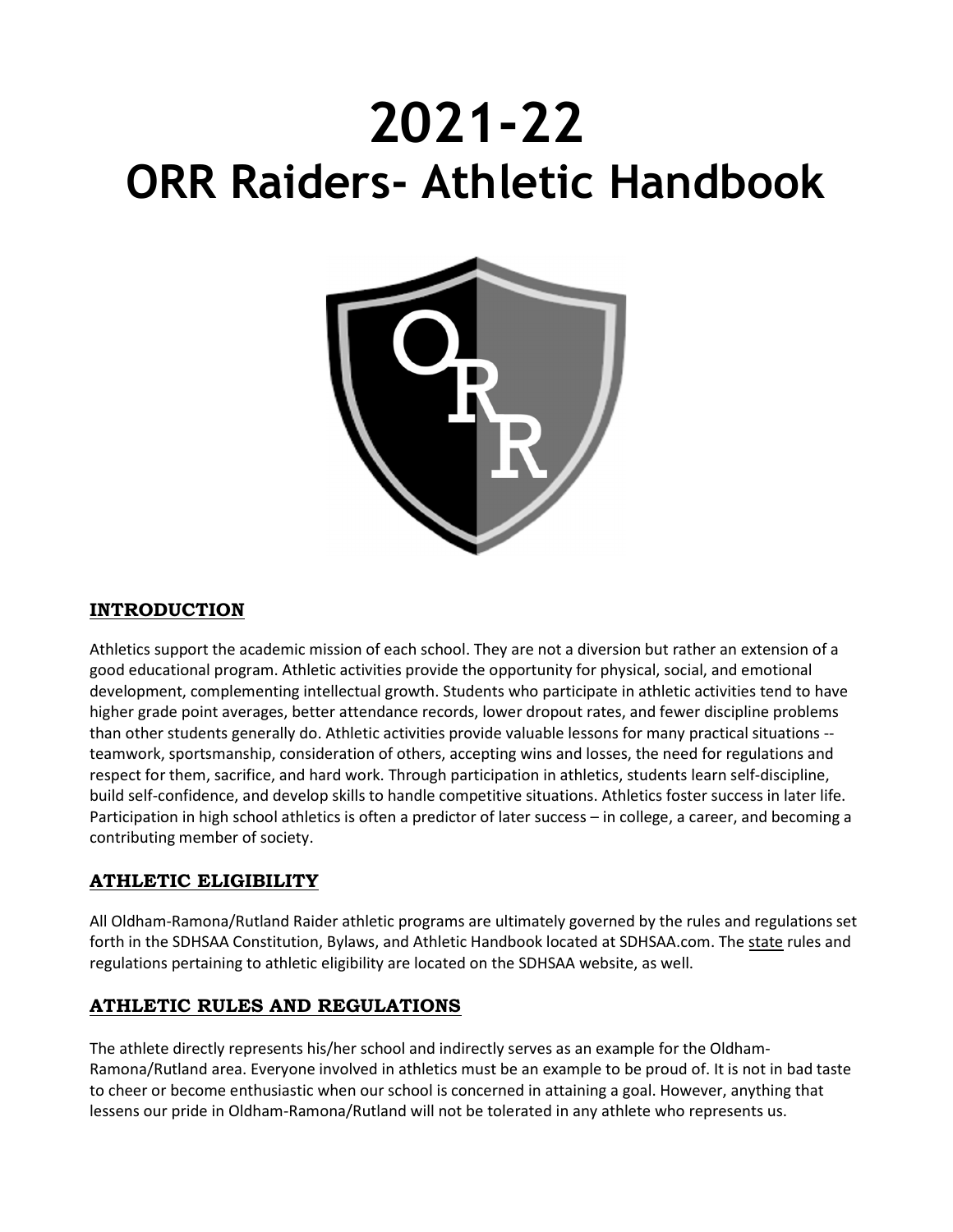# 2021-22
# ORR Raiders- Athletic Handbook

## INTRODUCTION

Athletics support the academic mission of each school. They are not a diversion but rather an extension of a good educational program. Athletic activities provide the opportunity for physical, social, and emotional development, complementing intellectual growth. Students who participate in athletic activities tend to have higher grade point averages, better attendance records, lower dropout rates, and fewer discipline problems than other students generally do. Athletic activities provide valuable lessons for many practical situations -- teamwork, sportsmanship, consideration of others, accepting wins and losses, the need for regulations and respect for them, sacrifice, and hard work. Through participation in athletics, students learn self-discipline, build self-confidence, and develop skills to handle competitive situations. Athletics foster success in later life. Participation in high school athletics is often a predictor of later success – in college, a career, and becoming a contributing member of society.

## ATHLETIC ELIGIBILITY

All Oldham-Ramona/Rutland Raider athletic programs are ultimately governed by the rules and regulations set forth in the SDHSAA Constitution, Bylaws, and Athletic Handbook located at SDHSAA.com. The state rules and regulations pertaining to athletic eligibility are located on the SDHSAA website, as well.

## ATHLETIC RULES AND REGULATIONS

The athlete directly represents his/her school and indirectly serves as an example for the Oldham-Ramona/Rutland area. Everyone involved in athletics must be an example to be proud of. It is not in bad taste to cheer or become enthusiastic when our school is concerned in attaining a goal. However, anything that lessens our pride in Oldham-Ramona/Rutland will not be tolerated in any athlete who represents us.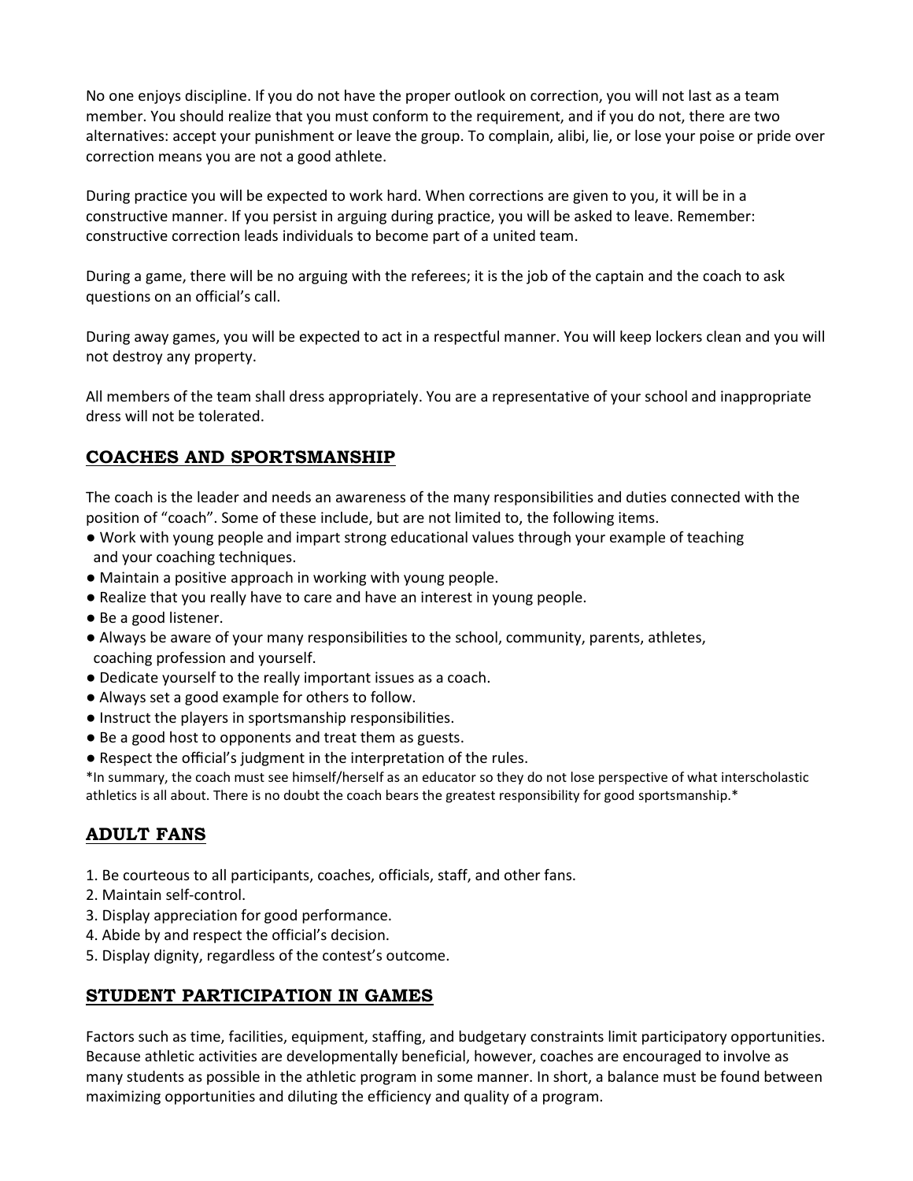No one enjoys discipline. If you do not have the proper outlook on correction, you will not last as a team member. You should realize that you must conform to the requirement, and if you do not, there are two alternatives: accept your punishment or leave the group. To complain, alibi, lie, or lose your poise or pride over correction means you are not a good athlete.

During practice you will be expected to work hard. When corrections are given to you, it will be in a constructive manner. If you persist in arguing during practice, you will be asked to leave. Remember: constructive correction leads individuals to become part of a united team.

During a game, there will be no arguing with the referees; it is the job of the captain and the coach to ask questions on an official's call.

During away games, you will be expected to act in a respectful manner. You will keep lockers clean and you will not destroy any property.

All members of the team shall dress appropriately. You are a representative of your school and inappropriate dress will not be tolerated.

## COACHES AND SPORTSMANSHIP

The coach is the leader and needs an awareness of the many responsibilities and duties connected with the position of "coach". Some of these include, but are not limited to, the following items.

- Work with young people and impart strong educational values through your example of teaching and your coaching techniques.
- Maintain a positive approach in working with young people.
- Realize that you really have to care and have an interest in young people.
- Be a good listener.
- Always be aware of your many responsibilities to the school, community, parents, athletes, coaching profession and yourself.
- Dedicate yourself to the really important issues as a coach.
- Always set a good example for others to follow.
- Instruct the players in sportsmanship responsibilities.
- Be a good host to opponents and treat them as guests.
- Respect the official's judgment in the interpretation of the rules.

*In summary, the coach must see himself/herself as an educator so they do not lose perspective of what interscholastic athletics is all about. There is no doubt the coach bears the greatest responsibility for good sportsmanship.*

## ADULT FANS

1. Be courteous to all participants, coaches, officials, staff, and other fans.
2. Maintain self-control.
3. Display appreciation for good performance.
4. Abide by and respect the official's decision.
5. Display dignity, regardless of the contest's outcome.

## STUDENT PARTICIPATION IN GAMES

Factors such as time, facilities, equipment, staffing, and budgetary constraints limit participatory opportunities. Because athletic activities are developmentally beneficial, however, coaches are encouraged to involve as many students as possible in the athletic program in some manner. In short, a balance must be found between maximizing opportunities and diluting the efficiency and quality of a program.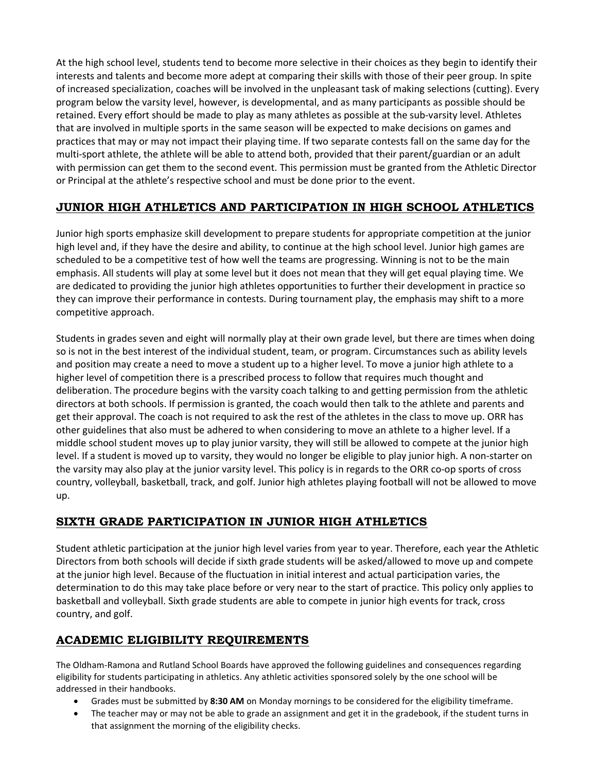At the high school level, students tend to become more selective in their choices as they begin to identify their interests and talents and become more adept at comparing their skills with those of their peer group. In spite of increased specialization, coaches will be involved in the unpleasant task of making selections (cutting). Every program below the varsity level, however, is developmental, and as many participants as possible should be retained. Every effort should be made to play as many athletes as possible at the sub-varsity level. Athletes that are involved in multiple sports in the same season will be expected to make decisions on games and practices that may or may not impact their playing time. If two separate contests fall on the same day for the multi-sport athlete, the athlete will be able to attend both, provided that their parent/guardian or an adult with permission can get them to the second event. This permission must be granted from the Athletic Director or Principal at the athlete's respective school and must be done prior to the event.

## JUNIOR HIGH ATHLETICS AND PARTICIPATION IN HIGH SCHOOL ATHLETICS

Junior high sports emphasize skill development to prepare students for appropriate competition at the junior high level and, if they have the desire and ability, to continue at the high school level. Junior high games are scheduled to be a competitive test of how well the teams are progressing. Winning is not to be the main emphasis. All students will play at some level but it does not mean that they will get equal playing time. We are dedicated to providing the junior high athletes opportunities to further their development in practice so they can improve their performance in contests. During tournament play, the emphasis may shift to a more competitive approach.

Students in grades seven and eight will normally play at their own grade level, but there are times when doing so is not in the best interest of the individual student, team, or program. Circumstances such as ability levels and position may create a need to move a student up to a higher level. To move a junior high athlete to a higher level of competition there is a prescribed process to follow that requires much thought and deliberation. The procedure begins with the varsity coach talking to and getting permission from the athletic directors at both schools. If permission is granted, the coach would then talk to the athlete and parents and get their approval. The coach is not required to ask the rest of the athletes in the class to move up. ORR has other guidelines that also must be adhered to when considering to move an athlete to a higher level. If a middle school student moves up to play junior varsity, they will still be allowed to compete at the junior high level. If a student is moved up to varsity, they would no longer be eligible to play junior high. A non-starter on the varsity may also play at the junior varsity level. This policy is in regards to the ORR co-op sports of cross country, volleyball, basketball, track, and golf. Junior high athletes playing football will not be allowed to move up.

## SIXTH GRADE PARTICIPATION IN JUNIOR HIGH ATHLETICS

Student athletic participation at the junior high level varies from year to year. Therefore, each year the Athletic Directors from both schools will decide if sixth grade students will be asked/allowed to move up and compete at the junior high level. Because of the fluctuation in initial interest and actual participation varies, the determination to do this may take place before or very near to the start of practice. This policy only applies to basketball and volleyball. Sixth grade students are able to compete in junior high events for track, cross country, and golf.

## ACADEMIC ELIGIBILITY REQUIREMENTS

The Oldham-Ramona and Rutland School Boards have approved the following guidelines and consequences regarding eligibility for students participating in athletics. Any athletic activities sponsored solely by the one school will be addressed in their handbooks.

- Grades must be submitted by **8:30 AM** on Monday mornings to be considered for the eligibility timeframe.
- The teacher may or may not be able to grade an assignment and get it in the gradebook, if the student turns in that assignment the morning of the eligibility checks.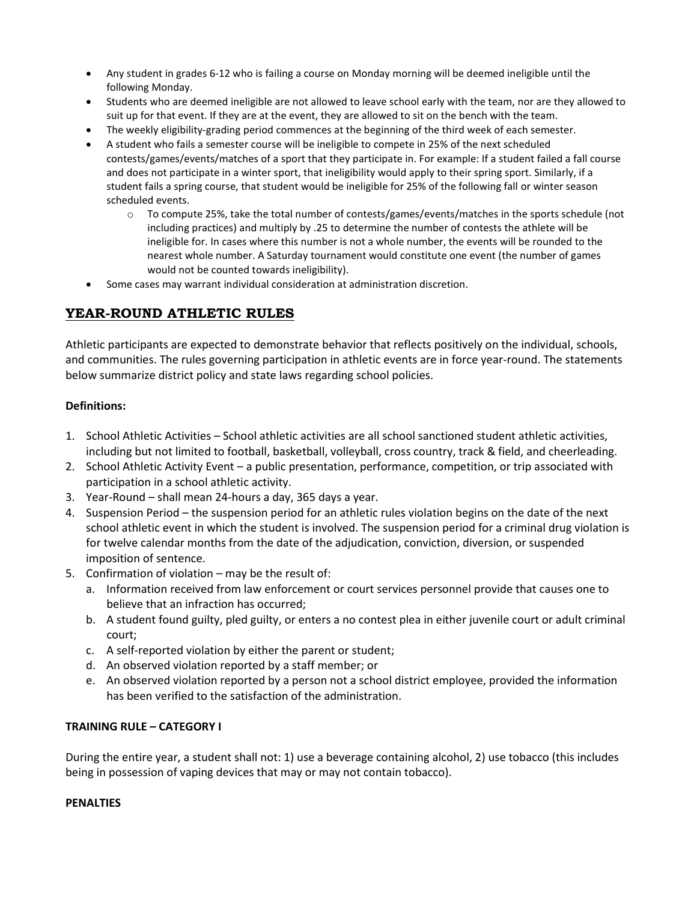- Any student in grades 6-12 who is failing a course on Monday morning will be deemed ineligible until the following Monday.
- Students who are deemed ineligible are not allowed to leave school early with the team, nor are they allowed to suit up for that event. If they are at the event, they are allowed to sit on the bench with the team.
- The weekly eligibility-grading period commences at the beginning of the third week of each semester.
- A student who fails a semester course will be ineligible to compete in 25% of the next scheduled contests/games/events/matches of a sport that they participate in. For example: If a student failed a fall course and does not participate in a winter sport, that ineligibility would apply to their spring sport. Similarly, if a student fails a spring course, that student would be ineligible for 25% of the following fall or winter season scheduled events.
    - To compute 25%, take the total number of contests/games/events/matches in the sports schedule (not including practices) and multiply by .25 to determine the number of contests the athlete will be ineligible for. In cases where this number is not a whole number, the events will be rounded to the nearest whole number. A Saturday tournament would constitute one event (the number of games would not be counted towards ineligibility).
- Some cases may warrant individual consideration at administration discretion.

## YEAR-ROUND ATHLETIC RULES

Athletic participants are expected to demonstrate behavior that reflects positively on the individual, schools, and communities. The rules governing participation in athletic events are in force year-round. The statements below summarize district policy and state laws regarding school policies.

**Definitions:**

1. School Athletic Activities – School athletic activities are all school sanctioned student athletic activities, including but not limited to football, basketball, volleyball, cross country, track & field, and cheerleading.
2. School Athletic Activity Event – a public presentation, performance, competition, or trip associated with participation in a school athletic activity.
3. Year-Round – shall mean 24-hours a day, 365 days a year.
4. Suspension Period – the suspension period for an athletic rules violation begins on the date of the next school athletic event in which the student is involved. The suspension period for a criminal drug violation is for twelve calendar months from the date of the adjudication, conviction, diversion, or suspended imposition of sentence.
5. Confirmation of violation – may be the result of:
    a. Information received from law enforcement or court services personnel provide that causes one to believe that an infraction has occurred;
    b. A student found guilty, pled guilty, or enters a no contest plea in either juvenile court or adult criminal court;
    c. A self-reported violation by either the parent or student;
    d. An observed violation reported by a staff member; or
    e. An observed violation reported by a person not a school district employee, provided the information has been verified to the satisfaction of the administration.

**TRAINING RULE – CATEGORY I**

During the entire year, a student shall not: 1) use a beverage containing alcohol, 2) use tobacco (this includes being in possession of vaping devices that may or may not contain tobacco).

**PENALTIES**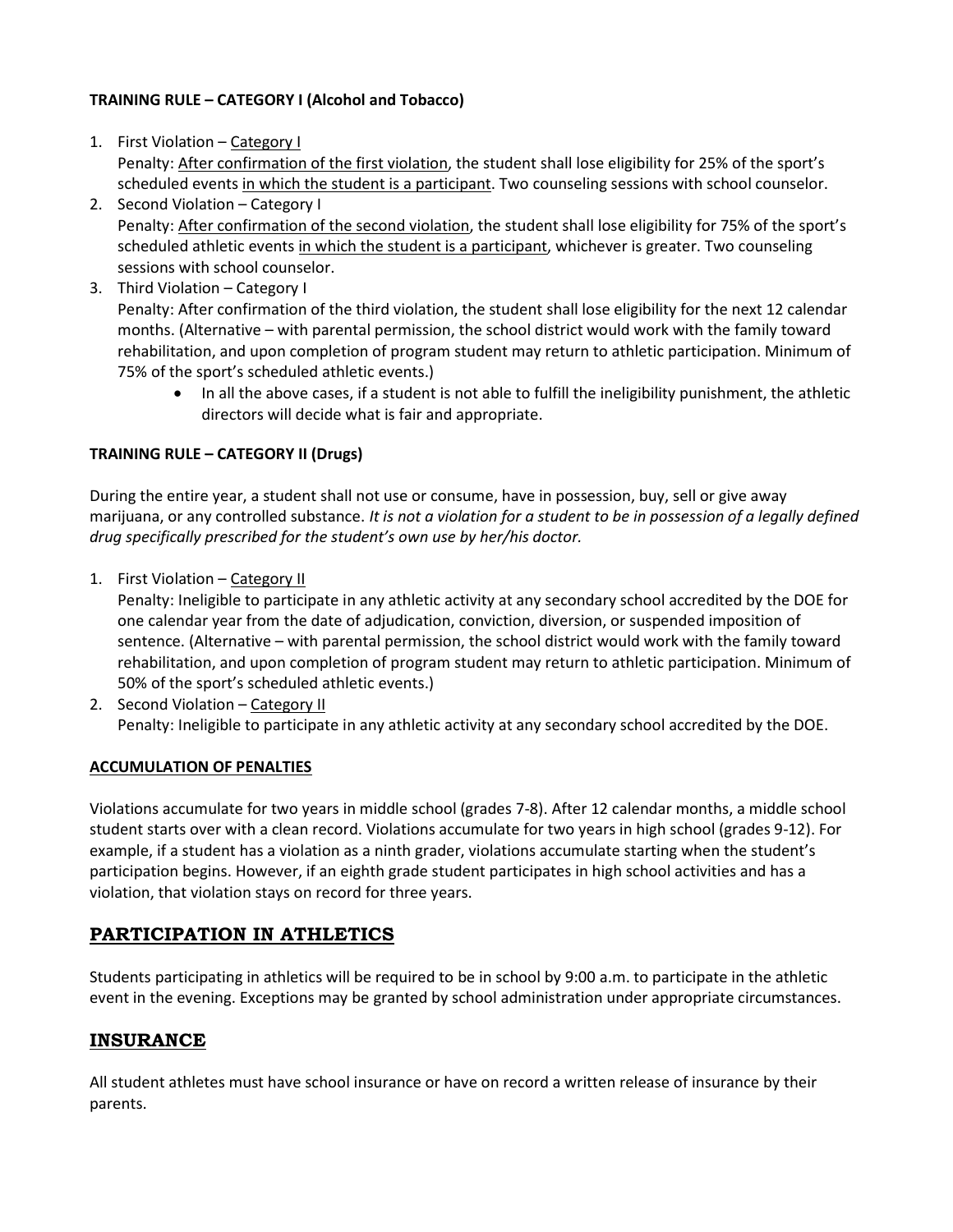**TRAINING RULE – CATEGORY I (Alcohol and Tobacco)**

1. First Violation – <u>Category I</u>
   Penalty: <u>After confirmation of the first violation</u>, the student shall lose eligibility for 25% of the sport's scheduled events <u>in which the student is a participant</u>. Two counseling sessions with school counselor.
2. Second Violation – Category I
   Penalty: <u>After confirmation of the second violation</u>, the student shall lose eligibility for 75% of the sport's scheduled athletic events <u>in which the student is a participant</u>, whichever is greater. Two counseling sessions with school counselor.
3. Third Violation – Category I
   Penalty: After confirmation of the third violation, the student shall lose eligibility for the next 12 calendar months. (Alternative – with parental permission, the school district would work with the family toward rehabilitation, and upon completion of program student may return to athletic participation. Minimum of 75% of the sport's scheduled athletic events.)
   - In all the above cases, if a student is not able to fulfill the ineligibility punishment, the athletic directors will decide what is fair and appropriate.

**TRAINING RULE – CATEGORY II (Drugs)**

During the entire year, a student shall not use or consume, have in possession, buy, sell or give away marijuana, or any controlled substance. *It is not a violation for a student to be in possession of a legally defined drug specifically prescribed for the student's own use by her/his doctor.*

1. First Violation – <u>Category II</u>
   Penalty: Ineligible to participate in any athletic activity at any secondary school accredited by the DOE for one calendar year from the date of adjudication, conviction, diversion, or suspended imposition of sentence. (Alternative – with parental permission, the school district would work with the family toward rehabilitation, and upon completion of program student may return to athletic participation. Minimum of 50% of the sport's scheduled athletic events.)
2. Second Violation – <u>Category II</u>
   Penalty: Ineligible to participate in any athletic activity at any secondary school accredited by the DOE.

**<u>ACCUMULATION OF PENALTIES</u>**

Violations accumulate for two years in middle school (grades 7-8). After 12 calendar months, a middle school student starts over with a clean record. Violations accumulate for two years in high school (grades 9-12). For example, if a student has a violation as a ninth grader, violations accumulate starting when the student's participation begins. However, if an eighth grade student participates in high school activities and has a violation, that violation stays on record for three years.

## PARTICIPATION IN ATHLETICS

Students participating in athletics will be required to be in school by 9:00 a.m. to participate in the athletic event in the evening. Exceptions may be granted by school administration under appropriate circumstances.

## INSURANCE

All student athletes must have school insurance or have on record a written release of insurance by their parents.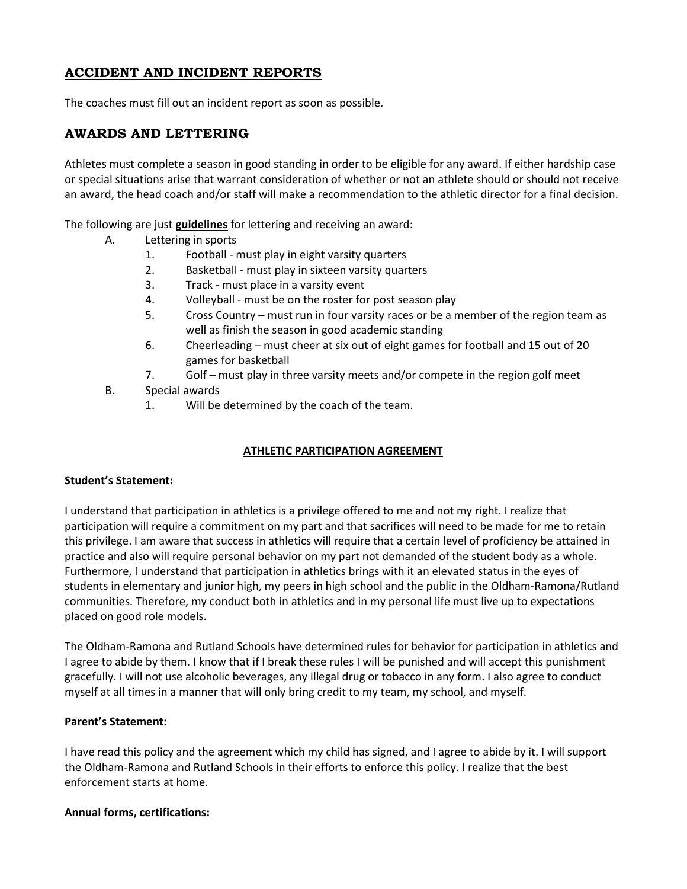## ACCIDENT AND INCIDENT REPORTS

The coaches must fill out an incident report as soon as possible.

## AWARDS AND LETTERING

Athletes must complete a season in good standing in order to be eligible for any award. If either hardship case or special situations arise that warrant consideration of whether or not an athlete should or should not receive an award, the head coach and/or staff will make a recommendation to the athletic director for a final decision.

The following are just **guidelines** for lettering and receiving an award:

A. Lettering in sports
   1. Football - must play in eight varsity quarters
   2. Basketball - must play in sixteen varsity quarters
   3. Track - must place in a varsity event
   4. Volleyball - must be on the roster for post season play
   5. Cross Country – must run in four varsity races or be a member of the region team as well as finish the season in good academic standing
   6. Cheerleading – must cheer at six out of eight games for football and 15 out of 20 games for basketball
   7. Golf – must play in three varsity meets and/or compete in the region golf meet

B. Special awards
   1. Will be determined by the coach of the team.

## ATHLETIC PARTICIPATION AGREEMENT

**Student's Statement:**

I understand that participation in athletics is a privilege offered to me and not my right. I realize that participation will require a commitment on my part and that sacrifices will need to be made for me to retain this privilege. I am aware that success in athletics will require that a certain level of proficiency be attained in practice and also will require personal behavior on my part not demanded of the student body as a whole. Furthermore, I understand that participation in athletics brings with it an elevated status in the eyes of students in elementary and junior high, my peers in high school and the public in the Oldham-Ramona/Rutland communities. Therefore, my conduct both in athletics and in my personal life must live up to expectations placed on good role models.

The Oldham-Ramona and Rutland Schools have determined rules for behavior for participation in athletics and I agree to abide by them. I know that if I break these rules I will be punished and will accept this punishment gracefully. I will not use alcoholic beverages, any illegal drug or tobacco in any form. I also agree to conduct myself at all times in a manner that will only bring credit to my team, my school, and myself.

**Parent's Statement:**

I have read this policy and the agreement which my child has signed, and I agree to abide by it. I will support the Oldham-Ramona and Rutland Schools in their efforts to enforce this policy. I realize that the best enforcement starts at home.

**Annual forms, certifications:**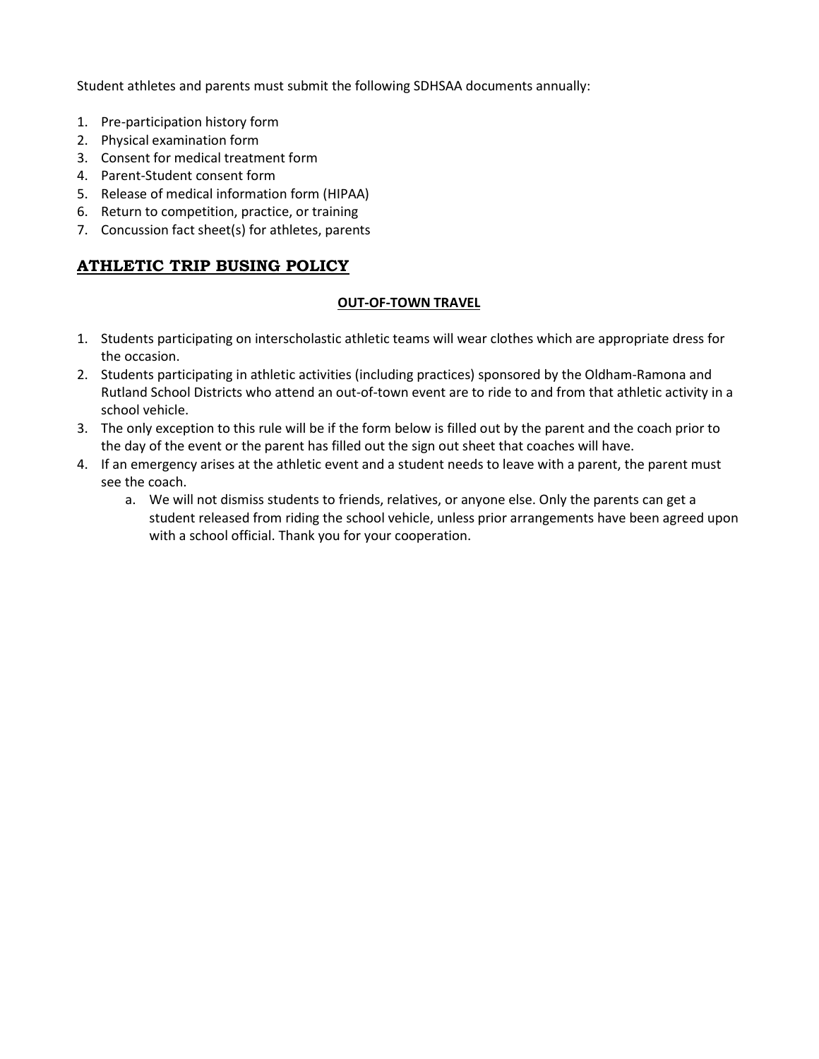Student athletes and parents must submit the following SDHSAA documents annually:

1. Pre-participation history form
2. Physical examination form
3. Consent for medical treatment form
4. Parent-Student consent form
5. Release of medical information form (HIPAA)
6. Return to competition, practice, or training
7. Concussion fact sheet(s) for athletes, parents

## ATHLETIC TRIP BUSING POLICY

### OUT-OF-TOWN TRAVEL

1. Students participating on interscholastic athletic teams will wear clothes which are appropriate dress for the occasion.
2. Students participating in athletic activities (including practices) sponsored by the Oldham-Ramona and Rutland School Districts who attend an out-of-town event are to ride to and from that athletic activity in a school vehicle.
3. The only exception to this rule will be if the form below is filled out by the parent and the coach prior to the day of the event or the parent has filled out the sign out sheet that coaches will have.
4. If an emergency arises at the athletic event and a student needs to leave with a parent, the parent must see the coach.
   a. We will not dismiss students to friends, relatives, or anyone else. Only the parents can get a student released from riding the school vehicle, unless prior arrangements have been agreed upon with a school official. Thank you for your cooperation.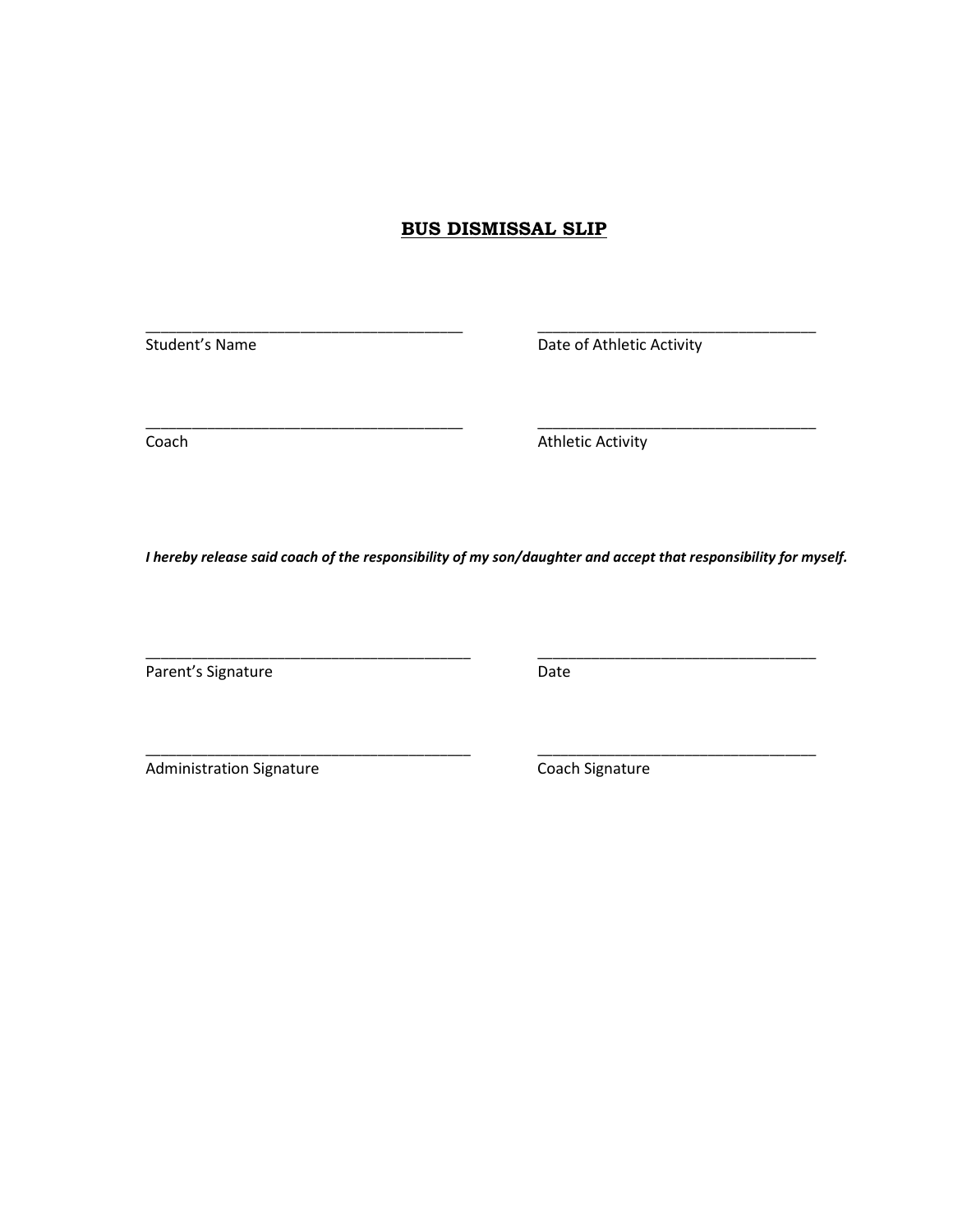# **BUS DISMISSAL SLIP**

______________________________________ Student's Name

__________________________________ Date of Athletic Activity

______________________________________ Coach

__________________________________ Athletic Activity

***I hereby release said coach of the responsibility of my son/daughter and accept that responsibility for myself.***

_______________________________________ Parent's Signature

__________________________________ Date

_______________________________________ Administration Signature

__________________________________ Coach Signature